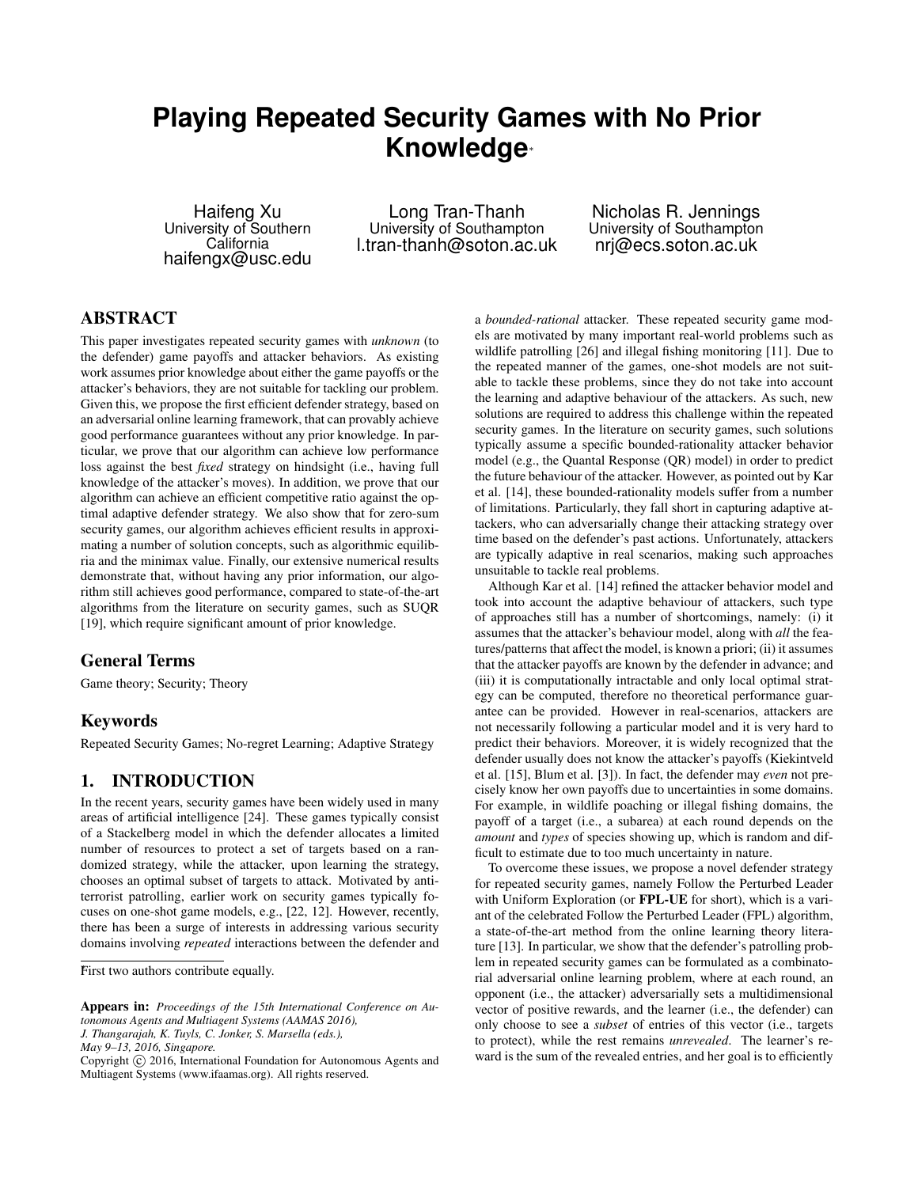# Playing Repeated Security Games with No Prior Knowledge*

Haifeng Xu
University of Southern California
haifengx@usc.edu

Long Tran-Thanh
University of Southampton
l.tran-thanh@soton.ac.uk

Nicholas R. Jennings
University of Southampton
nrj@ecs.soton.ac.uk

## ABSTRACT

This paper investigates repeated security games with *unknown* (to the defender) game payoffs and attacker behaviors. As existing work assumes prior knowledge about either the game payoffs or the attacker's behaviors, they are not suitable for tackling our problem. Given this, we propose the first efficient defender strategy, based on an adversarial online learning framework, that can provably achieve good performance guarantees without any prior knowledge. In particular, we prove that our algorithm can achieve low performance loss against the best *fixed* strategy on hindsight (i.e., having full knowledge of the attacker's moves). In addition, we prove that our algorithm can achieve an efficient competitive ratio against the optimal adaptive defender strategy. We also show that for zero-sum security games, our algorithm achieves efficient results in approximating a number of solution concepts, such as algorithmic equilibria and the minimax value. Finally, our extensive numerical results demonstrate that, without having any prior information, our algorithm still achieves good performance, compared to state-of-the-art algorithms from the literature on security games, such as SUQR [19], which require significant amount of prior knowledge.

### General Terms

Game theory; Security; Theory

### Keywords

Repeated Security Games; No-regret Learning; Adaptive Strategy

## 1. INTRODUCTION

In the recent years, security games have been widely used in many areas of artificial intelligence [24]. These games typically consist of a Stackelberg model in which the defender allocates a limited number of resources to protect a set of targets based on a randomized strategy, while the attacker, upon learning the strategy, chooses an optimal subset of targets to attack. Motivated by anti-terrorist patrolling, earlier work on security games typically focuses on one-shot game models, e.g., [22, 12]. However, recently, there has been a surge of interests in addressing various security domains involving *repeated* interactions between the defender and a *bounded-rational* attacker. These repeated security game models are motivated by many important real-world problems such as wildlife patrolling [26] and illegal fishing monitoring [11]. Due to the repeated manner of the games, one-shot models are not suitable to tackle these problems, since they do not take into account the learning and adaptive behaviour of the attackers. As such, new solutions are required to address this challenge within the repeated security games. In the literature on security games, such solutions typically assume a specific bounded-rationality attacker behavior model (e.g., the Quantal Response (QR) model) in order to predict the future behaviour of the attacker. However, as pointed out by Kar et al. [14], these bounded-rationality models suffer from a number of limitations. Particularly, they fall short in capturing adaptive attackers, who can adversarially change their attacking strategy over time based on the defender's past actions. Unfortunately, attackers are typically adaptive in real scenarios, making such approaches unsuitable to tackle real problems.

Although Kar et al. [14] refined the attacker behavior model and took into account the adaptive behaviour of attackers, such type of approaches still has a number of shortcomings, namely: (i) it assumes that the attacker's behaviour model, along with *all* the features/patterns that affect the model, is known a priori; (ii) it assumes that the attacker payoffs are known by the defender in advance; and (iii) it is computationally intractable and only local optimal strategy can be computed, therefore no theoretical performance guarantee can be provided. However in real-scenarios, attackers are not necessarily following a particular model and it is very hard to predict their behaviors. Moreover, it is widely recognized that the defender usually does not know the attacker's payoffs (Kiekintveld et al. [15], Blum et al. [3]). In fact, the defender may *even* not precisely know her own payoffs due to uncertainties in some domains. For example, in wildlife poaching or illegal fishing domains, the payoff of a target (i.e., a subarea) at each round depends on the *amount* and *types* of species showing up, which is random and difficult to estimate due to too much uncertainty in nature.

To overcome these issues, we propose a novel defender strategy for repeated security games, namely Follow the Perturbed Leader with Uniform Exploration (or **FPL-UE** for short), which is a variant of the celebrated Follow the Perturbed Leader (FPL) algorithm, a state-of-the-art method from the online learning theory literature [13]. In particular, we show that the defender's patrolling problem in repeated security games can be formulated as a combinatorial adversarial online learning problem, where at each round, an opponent (i.e., the attacker) adversarially sets a multidimensional vector of positive rewards, and the learner (i.e., the defender) can only choose to see a *subset* of entries of this vector (i.e., targets to protect), while the rest remains *unrevealed*. The learner's reward is the sum of the revealed entries, and her goal is to efficiently

*First two authors contribute equally.

**Appears in:** *Proceedings of the 15th International Conference on Autonomous Agents and Multiagent Systems (AAMAS 2016), J. Thangarajah, K. Tuyls, C. Jonker, S. Marsella (eds.), May 9–13, 2016, Singapore.*
Copyright © 2016, International Foundation for Autonomous Agents and Multiagent Systems (www.ifaamas.org). All rights reserved.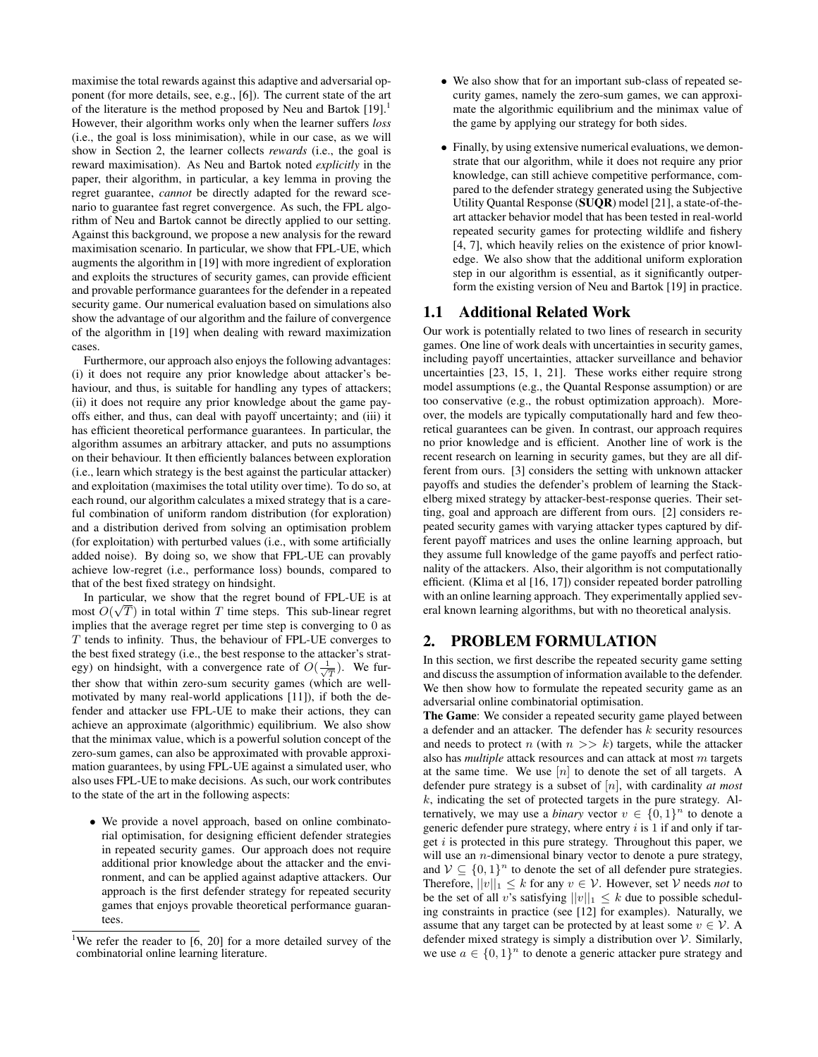maximise the total rewards against this adaptive and adversarial opponent (for more details, see, e.g., [6]). The current state of the art of the literature is the method proposed by Neu and Bartok [19].[1] However, their algorithm works only when the learner suffers *loss* (i.e., the goal is loss minimisation), while in our case, as we will show in Section 2, the learner collects *rewards* (i.e., the goal is reward maximisation). As Neu and Bartok noted *explicitly* in the paper, their algorithm, in particular, a key lemma in proving the regret guarantee, *cannot* be directly adapted for the reward scenario to guarantee fast regret convergence. As such, the FPL algorithm of Neu and Bartok cannot be directly applied to our setting. Against this background, we propose a new analysis for the reward maximisation scenario. In particular, we show that FPL-UE, which augments the algorithm in [19] with more ingredient of exploration and exploits the structures of security games, can provide efficient and provable performance guarantees for the defender in a repeated security game. Our numerical evaluation based on simulations also show the advantage of our algorithm and the failure of convergence of the algorithm in [19] when dealing with reward maximization cases.

Furthermore, our approach also enjoys the following advantages: (i) it does not require any prior knowledge about attacker's behaviour, and thus, is suitable for handling any types of attackers; (ii) it does not require any prior knowledge about the game payoffs either, and thus, can deal with payoff uncertainty; and (iii) it has efficient theoretical performance guarantees. In particular, the algorithm assumes an arbitrary attacker, and puts no assumptions on their behaviour. It then efficiently balances between exploration (i.e., learn which strategy is the best against the particular attacker) and exploitation (maximises the total utility over time). To do so, at each round, our algorithm calculates a mixed strategy that is a careful combination of uniform random distribution (for exploration) and a distribution derived from solving an optimisation problem (for exploitation) with perturbed values (i.e., with some artificially added noise). By doing so, we show that FPL-UE can provably achieve low-regret (i.e., performance loss) bounds, compared to that of the best fixed strategy on hindsight.

In particular, we show that the regret bound of FPL-UE is at most $O(\sqrt{T})$ in total within $T$ time steps. This sub-linear regret implies that the average regret per time step is converging to 0 as $T$ tends to infinity. Thus, the behaviour of FPL-UE converges to the best fixed strategy (i.e., the best response to the attacker's strategy) on hindsight, with a convergence rate of $O(\frac{1}{\sqrt{T}})$. We further show that within zero-sum security games (which are well-motivated by many real-world applications [11]), if both the defender and attacker use FPL-UE to make their actions, they can achieve an approximate (algorithmic) equilibrium. We also show that the minimax value, which is a powerful solution concept of the zero-sum games, can also be approximated with provable approximation guarantees, by using FPL-UE against a simulated user, who also uses FPL-UE to make decisions. As such, our work contributes to the state of the art in the following aspects:

- We provide a novel approach, based on online combinatorial optimisation, for designing efficient defender strategies in repeated security games. Our approach does not require additional prior knowledge about the attacker and the environment, and can be applied against adaptive attackers. Our approach is the first defender strategy for repeated security games that enjoys provable theoretical performance guarantees.
- We also show that for an important sub-class of repeated security games, namely the zero-sum games, we can approximate the algorithmic equilibrium and the minimax value of the game by applying our strategy for both sides.
- Finally, by using extensive numerical evaluations, we demonstrate that our algorithm, while it does not require any prior knowledge, can still achieve competitive performance, compared to the defender strategy generated using the Subjective Utility Quantal Response (**SUQR**) model [21], a state-of-the-art attacker behavior model that has been tested in real-world repeated security games for protecting wildlife and fishery [4, 7], which heavily relies on the existence of prior knowledge. We also show that the additional uniform exploration step in our algorithm is essential, as it significantly outperform the existing version of Neu and Bartok [19] in practice.

[1] We refer the reader to [6, 20] for a more detailed survey of the combinatorial online learning literature.

## 1.1 Additional Related Work

Our work is potentially related to two lines of research in security games. One line of work deals with uncertainties in security games, including payoff uncertainties, attacker surveillance and behavior uncertainties [23, 15, 1, 21]. These works either require strong model assumptions (e.g., the Quantal Response assumption) or are too conservative (e.g., the robust optimization approach). Moreover, the models are typically computationally hard and few theoretical guarantees can be given. In contrast, our approach requires no prior knowledge and is efficient. Another line of work is the recent research on learning in security games, but they are all different from ours. [3] considers the setting with unknown attacker payoffs and studies the defender's problem of learning the Stackelberg mixed strategy by attacker-best-response queries. Their setting, goal and approach are different from ours. [2] considers repeated security games with varying attacker types captured by different payoff matrices and uses the online learning approach, but they assume full knowledge of the game payoffs and perfect rationality of the attackers. Also, their algorithm is not computationally efficient. (Klima et al [16, 17]) consider repeated border patrolling with an online learning approach. They experimentally applied several known learning algorithms, but with no theoretical analysis.

## 2. PROBLEM FORMULATION

In this section, we first describe the repeated security game setting and discuss the assumption of information available to the defender. We then show how to formulate the repeated security game as an adversarial online combinatorial optimisation.

**The Game**: We consider a repeated security game played between a defender and an attacker. The defender has $k$ security resources and needs to protect $n$ (with $n >> k$) targets, while the attacker also has *multiple* attack resources and can attack at most $m$ targets at the same time. We use $[n]$ to denote the set of all targets. A defender pure strategy is a subset of $[n]$, with cardinality *at most* $k$, indicating the set of protected targets in the pure strategy. Alternatively, we may use a *binary* vector $v \in \{0,1\}^n$ to denote a generic defender pure strategy, where entry $i$ is 1 if and only if target $i$ is protected in this pure strategy. Throughout this paper, we will use an $n$-dimensional binary vector to denote a pure strategy, and $\mathcal{V} \subseteq \{0,1\}^n$ to denote the set of all defender pure strategies. Therefore, $||v||_1 \leq k$ for any $v \in \mathcal{V}$. However, set $\mathcal{V}$ needs *not* to be the set of all $v$'s satisfying $||v||_1 \leq k$ due to possible scheduling constraints in practice (see [12] for examples). Naturally, we assume that any target can be protected by at least some $v \in \mathcal{V}$. A defender mixed strategy is simply a distribution over $\mathcal{V}$. Similarly, we use $a \in \{0,1\}^n$ to denote a generic attacker pure strategy and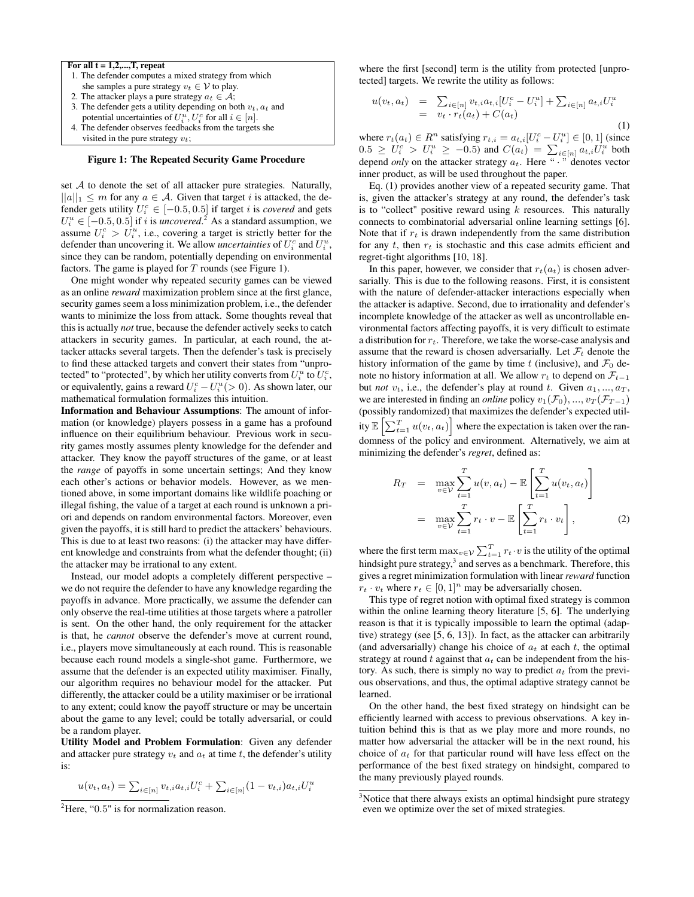**For all t = 1,2,...,T, repeat**

1. The defender computes a mixed strategy from which she samples a pure strategy $v_t \in \mathcal{V}$ to play.
2. The attacker plays a pure strategy $a_t \in \mathcal{A}$;
3. The defender gets a utility depending on both $v_t, a_t$ and potential uncertainties of $U_i^u, U_i^c$ for all $i \in [n]$.
4. The defender observes feedbacks from the targets she visited in the pure strategy $v_t$;

**Figure 1: The Repeated Security Game Procedure**

set $\mathcal{A}$ to denote the set of all attacker pure strategies. Naturally, $||a||_1 \leq m$ for any $a \in \mathcal{A}$. Given that target $i$ is attacked, the defender gets utility $U_i^c \in [-0.5, 0.5]$ if target $i$ is *covered* and gets $U_i^u \in [-0.5, 0.5]$ if $i$ is *uncovered*.[2] As a standard assumption, we assume $U_i^c > U_i^u$, i.e., covering a target is strictly better for the defender than uncovering it. We allow *uncertainties* of $U_i^c$ and $U_i^u$, since they can be random, potentially depending on environmental factors. The game is played for $T$ rounds (see Figure 1).

One might wonder why repeated security games can be viewed as an online *reward* maximization problem since at the first glance, security games seem a loss minimization problem, i.e., the defender wants to minimize the loss from attack. Some thoughts reveal that this is actually *not* true, because the defender actively seeks to catch attackers in security games. In particular, at each round, the attacker attacks several targets. Then the defender's task is precisely to find these attacked targets and convert their states from "unprotected" to "protected", by which her utility converts from $U_i^u$ to $U_i^c$, or equivalently, gains a reward $U_i^c - U_i^u (> 0)$. As shown later, our mathematical formulation formalizes this intuition.

**Information and Behaviour Assumptions**: The amount of information (or knowledge) players possess in a game has a profound influence on their equilibrium behaviour. Previous work in security games mostly assumes plenty knowledge for the defender and attacker. They know the payoff structures of the game, or at least the *range* of payoffs in some uncertain settings; And they know each other's actions or behavior models. However, as we mentioned above, in some important domains like wildlife poaching or illegal fishing, the value of a target at each round is unknown a priori and depends on random environmental factors. Moreover, even given the payoffs, it is still hard to predict the attackers' behaviours. This is due to at least two reasons: (i) the attacker may have different knowledge and constraints from what the defender thought; (ii) the attacker may be irrational to any extent.

Instead, our model adopts a completely different perspective – we do not require the defender to have any knowledge regarding the payoffs in advance. More practically, we assume the defender can only observe the real-time utilities at those targets where a patroller is sent. On the other hand, the only requirement for the attacker is that, he *cannot* observe the defender's move at current round, i.e., players move simultaneously at each round. This is reasonable because each round models a single-shot game. Furthermore, we assume that the defender is an expected utility maximiser. Finally, our algorithm requires no behaviour model for the attacker. Put differently, the attacker could be a utility maximiser or be irrational to any extent; could know the payoff structure or may be uncertain about the game to any level; could be totally adversarial, or could be a random player.

**Utility Model and Problem Formulation**: Given any defender and attacker pure strategy $v_t$ and $a_t$ at time $t$, the defender's utility is:

$$u(v_t, a_t) = \sum_{i\in[n]} v_{t,i} a_{t,i} U_i^c + \sum_{i\in[n]} (1 - v_{t,i}) a_{t,i} U_i^u$$

[2] Here, "0.5" is for normalization reason.

where the first [second] term is the utility from protected [unprotected] targets. We rewrite the utility as follows:

$$\begin{aligned} u(v_t, a_t) &= \sum_{i\in[n]} v_{t,i} a_{t,i} [U_i^c - U_i^u] + \sum_{i\in[n]} a_{t,i} U_i^u \\ &= v_t \cdot r_t(a_t) + C(a_t) \end{aligned} \tag{1}$$

where $r_t(a_t) \in R^n$ satisfying $r_{t,i} = a_{t,i}[U_i^c - U_i^u] \in [0, 1]$ (since $0.5 \geq U_i^c > U_i^u \geq -0.5$) and $C(a_t) = \sum_{i\in[n]} a_{t,i} U_i^u$ both depend *only* on the attacker strategy $a_t$. Here " $\cdot$ " denotes vector inner product, as will be used throughout the paper.

Eq. (1) provides another view of a repeated security game. That is, given the attacker's strategy at any round, the defender's task is to "collect" positive reward using $k$ resources. This naturally connects to combinatorial adversarial online learning settings [6]. Note that if $r_t$ is drawn independently from the same distribution for any $t$, then $r_t$ is stochastic and this case admits efficient and regret-tight algorithms [10, 18].

In this paper, however, we consider that $r_t(a_t)$ is chosen adversarially. This is due to the following reasons. First, it is consistent with the nature of defender-attacker interactions especially when the attacker is adaptive. Second, due to irrationality and defender's incomplete knowledge of the attacker as well as uncontrollable environmental factors affecting payoffs, it is very difficult to estimate a distribution for $r_t$. Therefore, we take the worse-case analysis and assume that the reward is chosen adversarially. Let $\mathcal{F}_t$ denote the history information of the game by time $t$ (inclusive), and $\mathcal{F}_0$ denote no history information at all. We allow $r_t$ to depend on $\mathcal{F}_{t-1}$ but *not* $v_t$, i.e., the defender's play at round $t$. Given $a_1, ..., a_T$, we are interested in finding an *online* policy $v_1(\mathcal{F}_0), ..., v_T(\mathcal{F}_{T-1})$ (possibly randomized) that maximizes the defender's expected utility $\mathbb{E}\left[\sum_{t=1}^T u(v_t, a_t)\right]$ where the expectation is taken over the randomness of the policy and environment. Alternatively, we aim at minimizing the defender's *regret*, defined as:

$$\begin{aligned} R_T &= \max_{v\in\mathcal{V}} \sum_{t=1}^T u(v, a_t) - \mathbb{E}\left[\sum_{t=1}^T u(v_t, a_t)\right] \\ &= \max_{v\in\mathcal{V}} \sum_{t=1}^T r_t \cdot v - \mathbb{E}\left[\sum_{t=1}^T r_t \cdot v_t\right], \end{aligned} \tag{2}$$

where the first term $\max_{v\in\mathcal{V}} \sum_{t=1}^T r_t \cdot v$ is the utility of the optimal hindsight pure strategy,[3] and serves as a benchmark. Therefore, this gives a regret minimization formulation with linear *reward* function $r_t \cdot v_t$ where $r_t \in [0, 1]^n$ may be adversarially chosen.

This type of regret notion with optimal fixed strategy is common within the online learning theory literature [5, 6]. The underlying reason is that it is typically impossible to learn the optimal (adaptive) strategy (see [5, 6, 13]). In fact, as the attacker can arbitrarily (and adversarially) change his choice of $a_t$ at each $t$, the optimal strategy at round $t$ against that $a_t$ can be independent from the history. As such, there is simply no way to predict $a_t$ from the previous observations, and thus, the optimal adaptive strategy cannot be learned.

On the other hand, the best fixed strategy on hindsight can be efficiently learned with access to previous observations. A key intuition behind this is that as we play more and more rounds, no matter how adversarial the attacker will be in the next round, his choice of $a_t$ for that particular round will have less effect on the performance of the best fixed strategy on hindsight, compared to the many previously played rounds.

[3] Notice that there always exists an optimal hindsight pure strategy even we optimize over the set of mixed strategies.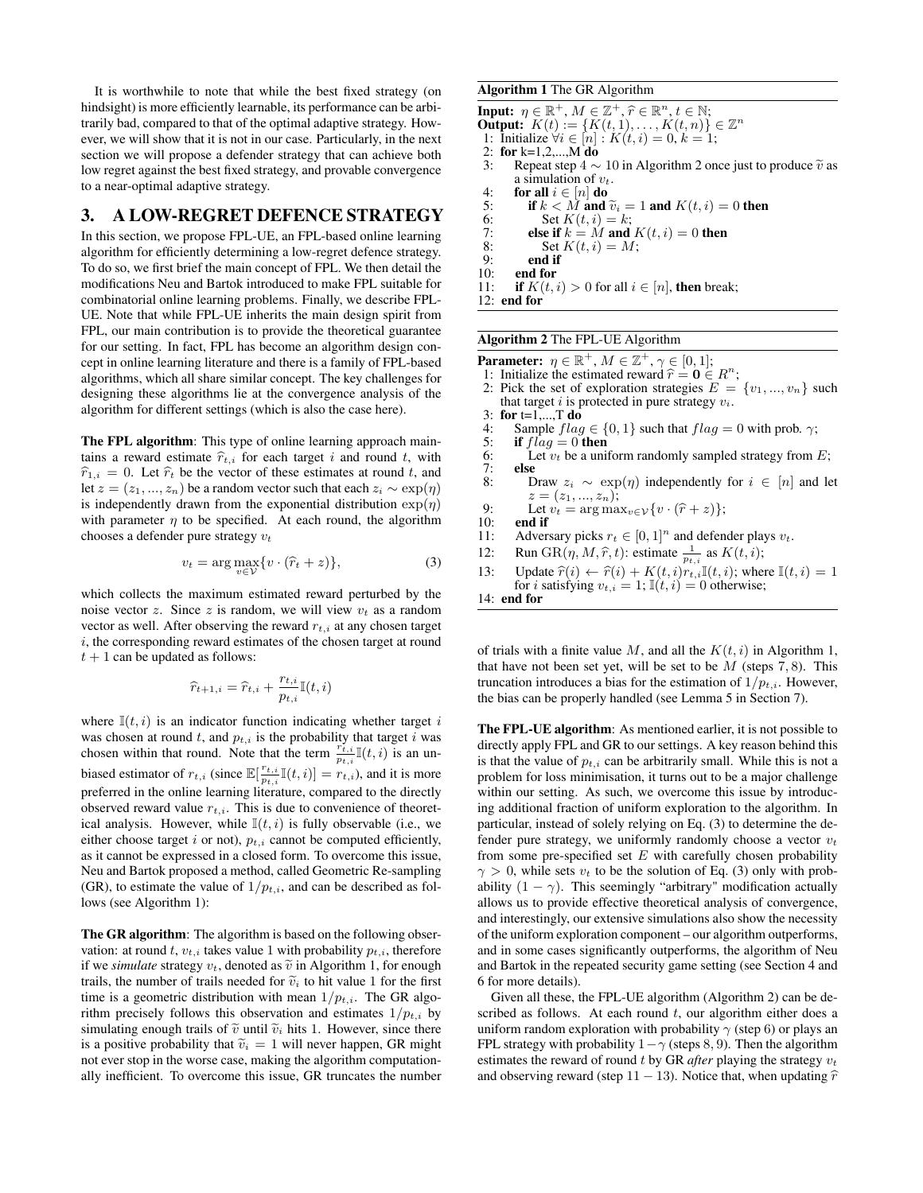It is worthwhile to note that while the best fixed strategy (on hindsight) is more efficiently learnable, its performance can be arbitrarily bad, compared to that of the optimal adaptive strategy. However, we will show that it is not in our case. Particularly, in the next section we will propose a defender strategy that can achieve both low regret against the best fixed strategy, and provable convergence to a near-optimal adaptive strategy.

## 3. A LOW-REGRET DEFENCE STRATEGY

In this section, we propose FPL-UE, an FPL-based online learning algorithm for efficiently determining a low-regret defence strategy. To do so, we first brief the main concept of FPL. We then detail the modifications Neu and Bartok introduced to make FPL suitable for combinatorial online learning problems. Finally, we describe FPL-UE. Note that while FPL-UE inherits the main design spirit from FPL, our main contribution is to provide the theoretical guarantee for our setting. In fact, FPL has become an algorithm design concept in online learning literature and there is a family of FPL-based algorithms, which all share similar concept. The key challenges for designing these algorithms lie at the convergence analysis of the algorithm for different settings (which is also the case here).

**The FPL algorithm**: This type of online learning approach maintains a reward estimate $\widehat{r}_{t,i}$ for each target $i$ and round $t$, with $\widehat{r}_{1,i} = 0$. Let $\widehat{r}_t$ be the vector of these estimates at round $t$, and let $z = (z_1, ..., z_n)$ be a random vector such that each $z_i \sim \exp(\eta)$ is independently drawn from the exponential distribution $\exp(\eta)$ with parameter $\eta$ to be specified. At each round, the algorithm chooses a defender pure strategy $v_t$

$$v_t = \arg\max_{v \in \mathcal{V}} \{v \cdot (\widehat{r}_t + z)\}, \tag{3}$$

which collects the maximum estimated reward perturbed by the noise vector $z$. Since $z$ is random, we will view $v_t$ as a random vector as well. After observing the reward $r_{t,i}$ at any chosen target $i$, the corresponding reward estimates of the chosen target at round $t+1$ can be updated as follows:

$$\widehat{r}_{t+1,i} = \widehat{r}_{t,i} + \frac{r_{t,i}}{p_{t,i}} \mathbb{I}(t,i)$$

where $\mathbb{I}(t,i)$ is an indicator function indicating whether target $i$ was chosen at round $t$, and $p_{t,i}$ is the probability that target $i$ was chosen within that round. Note that the term $\frac{r_{t,i}}{p_{t,i}}\mathbb{I}(t,i)$ is an unbiased estimator of $r_{t,i}$ (since $\mathbb{E}[\frac{r_{t,i}}{p_{t,i}}\mathbb{I}(t,i)] = r_{t,i}$), and it is more preferred in the online learning literature, compared to the directly observed reward value $r_{t,i}$. This is due to convenience of theoretical analysis. However, while $\mathbb{I}(t,i)$ is fully observable (i.e., we either choose target $i$ or not), $p_{t,i}$ cannot be computed efficiently, as it cannot be expressed in a closed form. To overcome this issue, Neu and Bartok proposed a method, called Geometric Re-sampling (GR), to estimate the value of $1/p_{t,i}$, and can be described as follows (see Algorithm 1):

**The GR algorithm**: The algorithm is based on the following observation: at round $t$, $v_{t,i}$ takes value 1 with probability $p_{t,i}$, therefore if we *simulate* strategy $v_t$, denoted as $\widetilde{v}$ in Algorithm 1, for enough trails, the number of trials needed for $\widetilde{v}_i$ to hit value 1 for the first time is a geometric distribution with mean $1/p_{t,i}$. The GR algorithm precisely follows this observation and estimates $1/p_{t,i}$ by simulating enough trails of $\widetilde{v}$ until $\widetilde{v}_i$ hits 1. However, since there is a positive probability that $\widetilde{v}_i = 1$ will never happen, GR might not ever stop in the worse case, making the algorithm computationally inefficient. To overcome this issue, GR truncates the number of trials with a finite value $M$, and all the $K(t,i)$ in Algorithm 1, that have not been set yet, will be set to be $M$ (steps 7, 8). This truncation introduces a bias for the estimation of $1/p_{t,i}$. However, the bias can be properly handled (see Lemma 5 in Section 7).

**Algorithm 1** The GR Algorithm

**Input:** $\eta \in \mathbb{R}^+$, $M \in \mathbb{Z}^+$, $\widehat{r} \in \mathbb{R}^n$, $t \in \mathbb{N}$;
**Output:** $K(t) := \{K(t,1), \ldots, K(t,n)\} \in \mathbb{Z}^n$

```
1: Initialize ∀i ∈ [n] : K(t,i) = 0, k = 1;
2: for k=1,2,...,M do
3:    Repeat step 4 ~ 10 in Algorithm 2 once just to produce ṽ as
      a simulation of v_t.
4:    for all i ∈ [n] do
5:       if k < M and ṽ_i = 1 and K(t,i) = 0 then
6:          Set K(t,i) = k;
7:       else if k = M and K(t,i) = 0 then
8:          Set K(t,i) = M;
9:       end if
10:   end for
11:   if K(t,i) > 0 for all i ∈ [n], then break;
12: end for
```

**Algorithm 2** The FPL-UE Algorithm

**Parameter:** $\eta \in \mathbb{R}^+$, $M \in \mathbb{Z}^+$, $\gamma \in [0,1]$;

```
1: Initialize the estimated reward r̂ = 0 ∈ R^n;
2: Pick the set of exploration strategies E = {v_1, ..., v_n} such
   that target i is protected in pure strategy v_i.
3: for t=1,...,T do
4:    Sample flag ∈ {0,1} such that flag = 0 with prob. γ;
5:    if flag = 0 then
6:       Let v_t be a uniform randomly sampled strategy from E;
7:    else
8:       Draw z_i ~ exp(η) independently for i ∈ [n] and let
         z = (z_1, ..., z_n);
9:       Let v_t = arg max_{v∈V} {v · (r̂ + z)};
10:   end if
11:   Adversary picks r_t ∈ [0,1]^n and defender plays v_t.
12:   Run GR(η, M, r̂, t): estimate 1/p_{t,i} as K(t,i);
13:   Update r̂(i) ← r̂(i) + K(t,i) r_{t,i} 𝕀(t,i); where 𝕀(t,i) = 1
      for i satisfying v_{t,i} = 1; 𝕀(t,i) = 0 otherwise;
14: end for
```

**The FPL-UE algorithm**: As mentioned earlier, it is not possible to directly apply FPL and GR to our settings. A key reason behind this is that the value of $p_{t,i}$ can be arbitrarily small. While this is not a problem for loss minimisation, it turns out to be a major challenge within our setting. As such, we overcome this issue by introducing additional fraction of uniform exploration to the algorithm. In particular, instead of solely relying on Eq. (3) to determine the defender pure strategy, we uniformly randomly choose a vector $v_t$ from some pre-specified set $E$ with carefully chosen probability $\gamma > 0$, while sets $v_t$ to be the solution of Eq. (3) only with probability $(1-\gamma)$. This seemingly "arbitrary" modification actually allows us to provide effective theoretical analysis of convergence, and interestingly, our extensive simulations also show the necessity of the uniform exploration component – our algorithm outperforms, and in some cases significantly outperforms, the algorithm of Neu and Bartok in the repeated security game setting (see Section 4 and 6 for more details).

Given all these, the FPL-UE algorithm (Algorithm 2) can be described as follows. At each round $t$, our algorithm either does a uniform random exploration with probability $\gamma$ (step 6) or plays an FPL strategy with probability $1-\gamma$ (steps 8, 9). Then the algorithm estimates the reward of round $t$ by GR *after* playing the strategy $v_t$ and observing reward (step $11-13$). Notice that, when updating $\widehat{r}$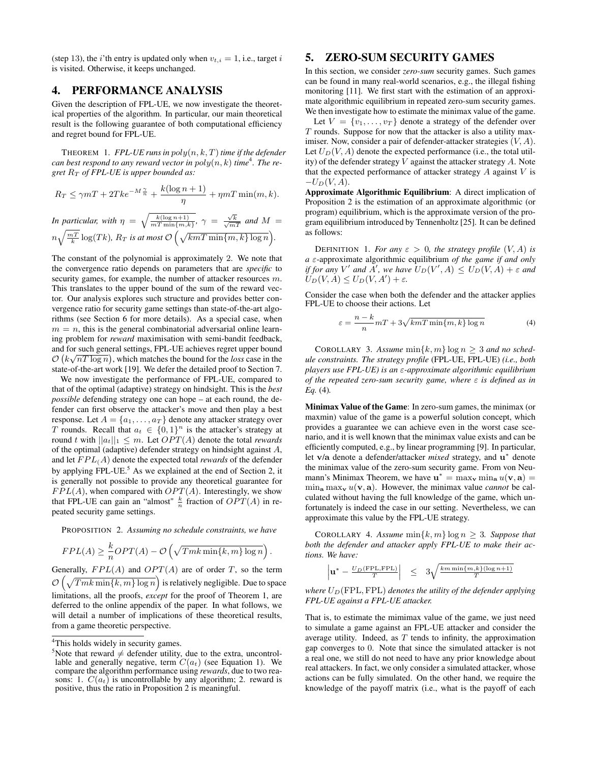(step 13), the $i$'th entry is updated only when $v_{t,i} = 1$, i.e., target $i$ is visited. Otherwise, it keeps unchanged.

## 4. PERFORMANCE ANALYSIS

Given the description of FPL-UE, we now investigate the theoretical properties of the algorithm. In particular, our main theoretical result is the following guarantee of both computational efficiency and regret bound for FPL-UE.

THEOREM 1. *FPL-UE runs in $poly(n, k, T)$ time if the defender can best respond to any reward vector in $poly(n, k)$ time*[4]. *The regret $R_T$ of FPL-UE is upper bounded as:*

$$R_T \leq \gamma mT + 2Tke^{-M\frac{\gamma}{n}} + \frac{k(\log n + 1)}{\eta} + \eta mT \min(m, k).$$

*In particular, with $\eta = \sqrt{\frac{k(\log n+1)}{mT\min\{m,k\}}}$, $\gamma = \frac{\sqrt{k}}{\sqrt{mT}}$ and $M = n\sqrt{\frac{mT}{k}}\log(Tk)$, $R_T$ is at most $\mathcal{O}\left(\sqrt{kmT\min\{m,k\}\log n}\right)$.*

The constant of the polynomial is approximately 2. We note that the convergence ratio depends on parameters that are *specific* to security games, for example, the number of attacker resources $m$. This translates to the upper bound of the sum of the reward vector. Our analysis explores such structure and provides better convergence ratio for security game settings than state-of-the-art algorithms (see Section 6 for more details). As a special case, when $m = n$, this is the general combinatorial adversarial online learning problem for *reward* maximisation with semi-bandit feedback, and for such general settings, FPL-UE achieves regret upper bound $\mathcal{O}\left(k\sqrt{nT\log n}\right)$, which matches the bound for the *loss* case in the state-of-the-art work [19]. We defer the detailed proof to Section 7.

We now investigate the performance of FPL-UE, compared to that of the optimal (adaptive) strategy on hindsight. This is the *best possible* defending strategy one can hope – at each round, the defender can first observe the attacker's move and then play a best response. Let $A = \{a_1, \ldots, a_T\}$ denote any attacker strategy over $T$ rounds. Recall that $a_t \in \{0,1\}^n$ is the attacker's strategy at round $t$ with $||a_t||_1 \leq m$. Let $OPT(A)$ denote the total *rewards* of the optimal (adaptive) defender strategy on hindsight against $A$, and let $FPL_(A)$ denote the expected total *rewards* of the defender by applying FPL-UE.[5] As we explained at the end of Section 2, it is generally not possible to provide any theoretical guarantee for $FPL(A)$, when compared with $OPT(A)$. Interestingly, we show that FPL-UE can gain an "almost" $\frac{k}{n}$ fraction of $OPT(A)$ in repeated security game settings.

PROPOSITION 2. *Assuming no schedule constraints, we have*

$$FPL(A) \geq \frac{k}{n}OPT(A) - \mathcal{O}\left(\sqrt{Tmk\min\{k,m\}\log n}\right).$$

Generally, $FPL(A)$ and $OPT(A)$ are of order $T$, so the term $\mathcal{O}\left(\sqrt{Tmk\min\{k,m\}\log n}\right)$ is relatively negligible. Due to space limitations, all the proofs, *except* for the proof of Theorem 1, are deferred to the online appendix of the paper. In what follows, we will detail a number of implications of these theoretical results, from a game theoretic perspective.

[4]This holds widely in security games.

[5]Note that reward $\neq$ defender utility, due to the extra, uncontrollable and generally negative, term $C(a_t)$ (see Equation 1). We compare the algorithm performance using *rewards*, due to two reasons: 1. $C(a_t)$ is uncontrollable by any algorithm; 2. reward is positive, thus the ratio in Proposition 2 is meaningful.

## 5. ZERO-SUM SECURITY GAMES

In this section, we consider *zero-sum* security games. Such games can be found in many real-world scenarios, e.g., the illegal fishing monitoring [11]. We first start with the estimation of an approximate algorithmic equilibrium in repeated zero-sum security games. We then investigate how to estimate the minimax value of the game.

Let $V = \{v_1, \ldots, v_T\}$ denote a strategy of the defender over $T$ rounds. Suppose for now that the attacker is also a utility maximiser. Now, consider a pair of defender-attacker strategies $(V, A)$. Let $U_D(V, A)$ denote the expected performance (i.e., the total utility) of the defender strategy $V$ against the attacker strategy $A$. Note that the expected performance of attacker strategy $A$ against $V$ is $-U_D(V, A)$.

**Approximate Algorithmic Equilibrium**: A direct implication of Proposition 2 is the estimation of an approximate algorithmic (or program) equilibrium, which is the approximate version of the program equilibrium introduced by Tennenholtz [25]. It can be defined as follows:

DEFINITION 1. *For any $\varepsilon > 0$, the strategy profile $(V, A)$ is a $\varepsilon$-approximate algorithmic equilibrium of the game if and only if for any $V'$ and $A'$, we have $U_D(V', A) \leq U_D(V, A) + \varepsilon$ and $U_D(V, A) \leq U_D(V, A') + \varepsilon$.*

Consider the case when both the defender and the attacker applies FPL-UE to choose their actions. Let

$$\varepsilon = \frac{n-k}{n}mT + 3\sqrt{kmT\min\{m,k\}\log n} \tag{4}$$

COROLLARY 3. *Assume $\min\{k, m\}\log n \geq 3$ and no schedule constraints. The strategy profile* (FPL-UE, FPL-UE) *(i.e., both players use FPL-UE) is an $\varepsilon$-approximate algorithmic equilibrium of the repeated zero-sum security game, where $\varepsilon$ is defined as in Eq.* (4)*.*

**Minimax Value of the Game**: In zero-sum games, the minimax (or maxmin) value of the game is a powerful solution concept, which provides a guarantee we can achieve even in the worst case scenario, and it is well known that the minimax value exists and can be efficiently computed, e.g., by linear programming [9]. In particular, let **v**/**a** denote a defender/attacker *mixed* strategy, and $\mathbf{u}^*$ denote the minimax value of the zero-sum security game. From von Neumann's Minimax Theorem, we have $\mathbf{u}^* = \max_{\mathbf{v}} \min_{\mathbf{a}} u(\mathbf{v}, \mathbf{a}) = \min_{\mathbf{a}} \max_{\mathbf{v}} u(\mathbf{v}, \mathbf{a})$. However, the minimax value *cannot* be calculated without having the full knowledge of the game, which unfortunately is indeed the case in our setting. Nevertheless, we can approximate this value by the FPL-UE strategy.

COROLLARY 4. *Assume $\min\{k, m\}\log n \geq 3$. Suppose that both the defender and attacker apply FPL-UE to make their actions. We have:*

$$\left|\mathbf{u}^* - \frac{U_D(\text{FPL}, \text{FPL})}{T}\right| \leq 3\sqrt{\frac{km\min\{m,k\}(\log n+1)}{T}}$$

*where $U_D(\text{FPL}, \text{FPL})$ denotes the utility of the defender applying FPL-UE against a FPL-UE attacker.*

That is, to estimate the mimimax value of the game, we just need to simulate a game against an FPL-UE attacker and consider the average utility. Indeed, as $T$ tends to infinity, the approximation gap converges to 0. Note that since the simulated attacker is not a real one, we still do not need to have any prior knowledge about real attackers. In fact, we only consider a simulated attacker, whose actions can be fully simulated. On the other hand, we require the knowledge of the payoff matrix (i.e., what is the payoff of each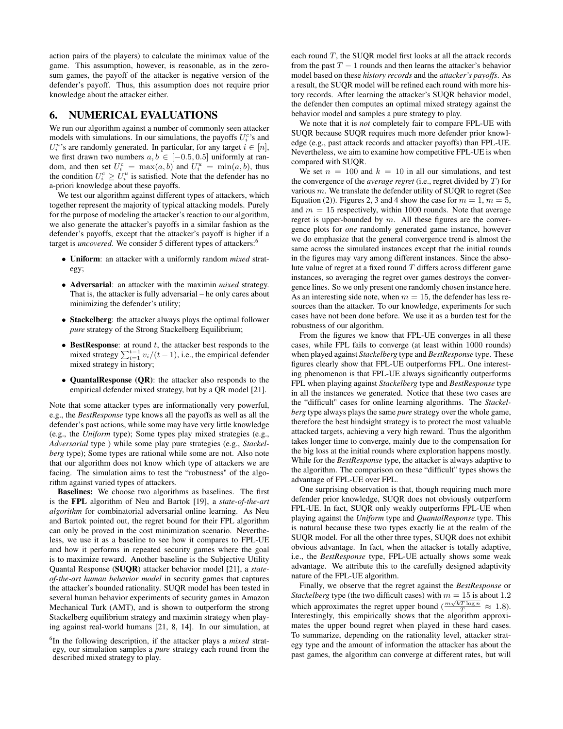action pairs of the players) to calculate the minimax value of the game. This assumption, however, is reasonable, as in the zero-sum games, the payoff of the attacker is negative version of the defender's payoff. Thus, this assumption does not require prior knowledge about the attacker either.

## 6. NUMERICAL EVALUATIONS

We run our algorithm against a number of commonly seen attacker models with simulations. In our simulations, the payoffs $U_i^c$'s and $U_i^u$'s are randomly generated. In particular, for any target $i \in [n]$, we first drawn two numbers $a, b \in [-0.5, 0.5]$ uniformly at random, and then set $U_i^c = \max(a, b)$ and $U_i^u = \min(a, b)$, thus the condition $U_i^c \geq U_i^u$ is satisfied. Note that the defender has no a-priori knowledge about these payoffs.

We test our algorithm against different types of attackers, which together represent the majority of typical attacking models. Purely for the purpose of modeling the attacker's reaction to our algorithm, we also generate the attacker's payoffs in a similar fashion as the defender's payoffs, except that the attacker's payoff is higher if a target is *uncovered*. We consider 5 different types of attackers:[6]

- **Uniform**: an attacker with a uniformly random *mixed* strategy;
- **Adversarial**: an attacker with the maximin *mixed* strategy. That is, the attacker is fully adversarial – he only cares about minimizing the defender's utility;
- **Stackelberg**: the attacker always plays the optimal follower *pure* strategy of the Strong Stackelberg Equilibrium;
- **BestResponse**: at round $t$, the attacker best responds to the mixed strategy $\sum_{i=1}^{t-1} v_i/(t-1)$, i.e., the empirical defender mixed strategy in history;
- **QuantalResponse (QR)**: the attacker also responds to the empirical defender mixed strategy, but by a QR model [21].

Note that some attacker types are informationally very powerful, e.g., the *BestResponse* type knows all the payoffs as well as all the defender's past actions, while some may have very little knowledge (e.g., the *Uniform* type); Some types play mixed strategies (e.g., *Adversarial* type ) while some play pure strategies (e.g., *Stackelberg* type); Some types are rational while some are not. Also note that our algorithm does not know which type of attackers we are facing. The simulation aims to test the "robustness" of the algorithm against varied types of attackers.

**Baselines:** We choose two algorithms as baselines. The first is the **FPL** algorithm of Neu and Bartok [19], a *state-of-the-art algorithm* for combinatorial adversarial online learning. As Neu and Bartok pointed out, the regret bound for their FPL algorithm can only be proved in the cost minimization scenario. Nevertheless, we use it as a baseline to see how it compares to FPL-UE and how it performs in repeated security games where the goal is to maximize reward. Another baseline is the Subjective Utility Quantal Response (**SUQR**) attacker behavior model [21], a *state-of-the-art human behavior model* in security games that captures the attacker's bounded rationality. SUQR model has been tested in several human behavior experiments of security games in Amazon Mechanical Turk (AMT), and is shown to outperform the strong Stackelberg equilibrium strategy and maximin strategy when playing against real-world humans [21, 8, 14]. In our simulation, at each round $T$, the SUQR model first looks at all the attack records from the past $T-1$ rounds and then learns the attacker's behavior model based on these *history records* and the *attacker's payoffs*. As a result, the SUQR model will be refined each round with more history records. After learning the attacker's SUQR behavior model, the defender then computes an optimal mixed strategy against the behavior model and samples a pure strategy to play.

We note that it is *not* completely fair to compare FPL-UE with SUQR because SUQR requires much more defender prior knowledge (e.g., past attack records and attacker payoffs) than FPL-UE. Nevertheless, we aim to examine how competitive FPL-UE is when compared with SUQR.

We set $n = 100$ and $k = 10$ in all our simulations, and test the convergence of the *average regret* (i.e., regret divided by $T$) for various $m$. We translate the defender utility of SUQR to regret (See Equation (2)). Figures 2, 3 and 4 show the case for $m = 1$, $m = 5$, and $m = 15$ respectively, within 1000 rounds. Note that average regret is upper-bounded by $m$. All these figures are the convergence plots for *one* randomly generated game instance, however we do emphasize that the general convergence trend is almost the same across the simulated instances except that the initial rounds in the figures may vary among different instances. Since the absolute value of regret at a fixed round $T$ differs across different game instances, so averaging the regret over games destroys the convergence lines. So we only present one randomly chosen instance here. As an interesting side note, when $m = 15$, the defender has less resources than the attacker. To our knowledge, experiments for such cases have not been done before. We use it as a burden test for the robustness of our algorithm.

From the figures we know that FPL-UE converges in all these cases, while FPL fails to converge (at least within 1000 rounds) when played against *Stackelberg* type and *BestResponse* type. These figures clearly show that FPL-UE outperforms FPL. One interesting phenomenon is that FPL-UE always significantly outperforms FPL when playing against *Stackelberg* type and *BestResponse* type in all the instances we generated. Notice that these two cases are the "difficult" cases for online learning algorithms. The *Stackelberg* type always plays the same *pure* strategy over the whole game, therefore the best hindsight strategy is to protect the most valuable attacked targets, achieving a very high reward. Thus the algorithm takes longer time to converge, mainly due to the compensation for the big loss at the initial rounds where exploration happens mostly. While for the *BestResponse* type, the attacker is always adaptive to the algorithm. The comparison on these "difficult" types shows the advantage of FPL-UE over FPL.

One surprising observation is that, though requiring much more defender prior knowledge, SUQR does not obviously outperform FPL-UE. In fact, SUQR only weakly outperforms FPL-UE when playing against the *Uniform* type and *QuantalResponse* type. This is natural because these two types exactly lie at the realm of the SUQR model. For all the other three types, SUQR does not exhibit obvious advantage. In fact, when the attacker is totally adaptive, i.e., the *BestResponse* type, FPL-UE actually shows some weak advantage. We attribute this to the carefully designed adaptivity nature of the FPL-UE algorithm.

Finally, we observe that the regret against the *BestResponse* or *Stackelberg* type (the two difficult cases) with $m = 15$ is about 1.2 which approximates the regret upper bound ($\frac{m\sqrt{kT \log n}}{T} \approx 1.8$). Interestingly, this empirically shows that the algorithm approximates the upper bound regret when played in these hard cases. To summarize, depending on the rationality level, attacker strategy type and the amount of information the attacker has about the past games, the algorithm can converge at different rates, but will

[6] In the following description, if the attacker plays a *mixed* strategy, our simulation samples a *pure* strategy each round from the described mixed strategy to play.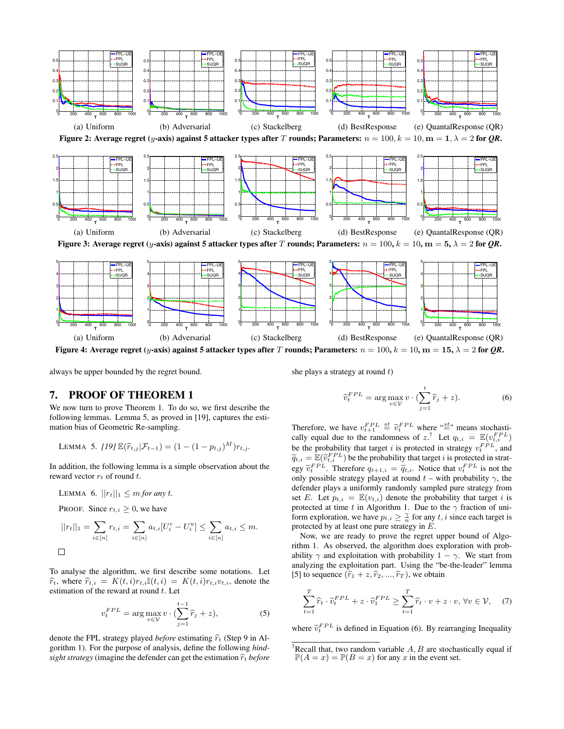(a) Uniform (b) Adversarial (c) Stackelberg (d) BestResponse (e) QuantalResponse (QR)

**Figure 2: Average regret ($y$-axis) against 5 attacker types after $T$ rounds; Parameters: $n = 100, k = 10, \mathbf{m} = \mathbf{1}, \lambda = 2$ for *QR*.**

(a) Uniform (b) Adversarial (c) Stackelberg (d) BestResponse (e) QuantalResponse (QR)

**Figure 3: Average regret ($y$-axis) against 5 attacker types after $T$ rounds; Parameters: $n = 100, k = 10, \mathbf{m} = \mathbf{5}, \lambda = 2$ for *QR*.**

(a) Uniform (b) Adversarial (c) Stackelberg (d) BestResponse (e) QuantalResponse (QR)

**Figure 4: Average regret ($y$-axis) against 5 attacker types after $T$ rounds; Parameters: $n = 100, k = 10, \mathbf{m} = \mathbf{15}, \lambda = 2$ for *QR*.**

always be upper bounded by the regret bound.

## 7. PROOF OF THEOREM 1

We now turn to prove Theorem 1. To do so, we first describe the following lemmas. Lemma 5, as proved in [19], captures the estimation bias of Geometric Re-sampling.

LEMMA 5. *[19]* $\mathbb{E}(\widehat{r}_{t,j}|\mathcal{F}_{t-1}) = (1 - (1 - p_{t,j})^M) r_{t,j}$.

In addition, the following lemma is a simple observation about the reward vector $r_t$ of round $t$.

LEMMA 6. $||r_t||_1 \le m$ *for any* $t$.

PROOF. Since $r_{t,i} \ge 0$, we have

$$||r_t||_1 = \sum_{i \in [n]} r_{t,i} = \sum_{i \in [n]} a_{t,i}[U^c_i - U^u_i] \le \sum_{i \in [n]} a_{t,i} \le m.$$

□

To analyse the algorithm, we first describe some notations. Let $\widehat{r}_t$, where $\widehat{r}_{t,i} = K(t,i) r_{t,i} \mathbb{I}(t,i) = K(t,i) r_{t,i} v_{t,i}$, denote the estimation of the reward at round $t$. Let

$$v^{FPL}_t = \arg\max_{v \in \mathcal{V}} v \cdot (\sum_{j=1}^{t-1} \widehat{r}_j + z), \quad (5)$$

denote the FPL strategy played *before* estimating $\widehat{r}_t$ (Step 9 in Algorithm 1). For the purpose of analysis, define the following *hindsight strategy* (imagine the defender can get the estimation $\widehat{r}_t$ *before* she plays a strategy at round $t$)

$$\widetilde{v}^{FPL}_t = \arg\max_{v \in \mathcal{V}} v \cdot (\sum_{j=1}^{t} \widehat{r}_j + z). \quad (6)$$

Therefore, we have $v^{FPL}_{t+1} \overset{st}{=} \widetilde{v}^{FPL}_t$ where "$\overset{st}{=}$" means stochastically equal due to the randomness of $z$.[7] Let $q_{t,i} = \mathbb{E}(v^{FPL}_{t,i})$ be the probability that target $i$ is protected in strategy $v^{FPL}_t$, and $\widetilde{q}_{t,i} = \mathbb{E}(\widetilde{v}^{FPL}_{t,i})$ be the probability that target $i$ is protected in strategy $\widetilde{v}^{FPL}_t$. Therefore $q_{t+1,i} = \widetilde{q}_{t,i}$. Notice that $v^{FPL}_t$ is not the only possible strategy played at round $t$ – with probability $\gamma$, the defender plays a uniformly randomly sampled pure strategy from set $E$. Let $p_{t,i} = \mathbb{E}(v_{t,i})$ denote the probability that target $i$ is protected at time $t$ in Algorithm 1. Due to the $\gamma$ fraction of uniform exploration, we have $p_{t,i} \ge \frac{\gamma}{n}$ for any $t, i$ since each target is protected by at least one pure strategy in $E$.

Now, we are ready to prove the regret upper bound of Algorithm 1. As observed, the algorithm does exploration with probability $\gamma$ and exploitation with probability $1 - \gamma$. We start from analyzing the exploitation part. Using the "be-the-leader" lemma [5] to sequence $(\widehat{r}_1 + z, \widehat{r}_2, ..., \widehat{r}_T)$, we obtain

$$\sum_{t=1}^{T} \widehat{r}_t \cdot \widetilde{v}^{FPL}_t + z \cdot \widetilde{v}^{FPL}_1 \ge \sum_{t=1}^{T} \widehat{r}_t \cdot v + z \cdot v, \ \forall v \in \mathcal{V}, \quad (7)$$

where $\widetilde{v}^{FPL}_t$ is defined in Equation (6). By rearranging Inequality

[7] Recall that, two random variable $A, B$ are stochastically equal if $\mathbb{P}(A = x) = \mathbb{P}(B = x)$ for any $x$ in the event set.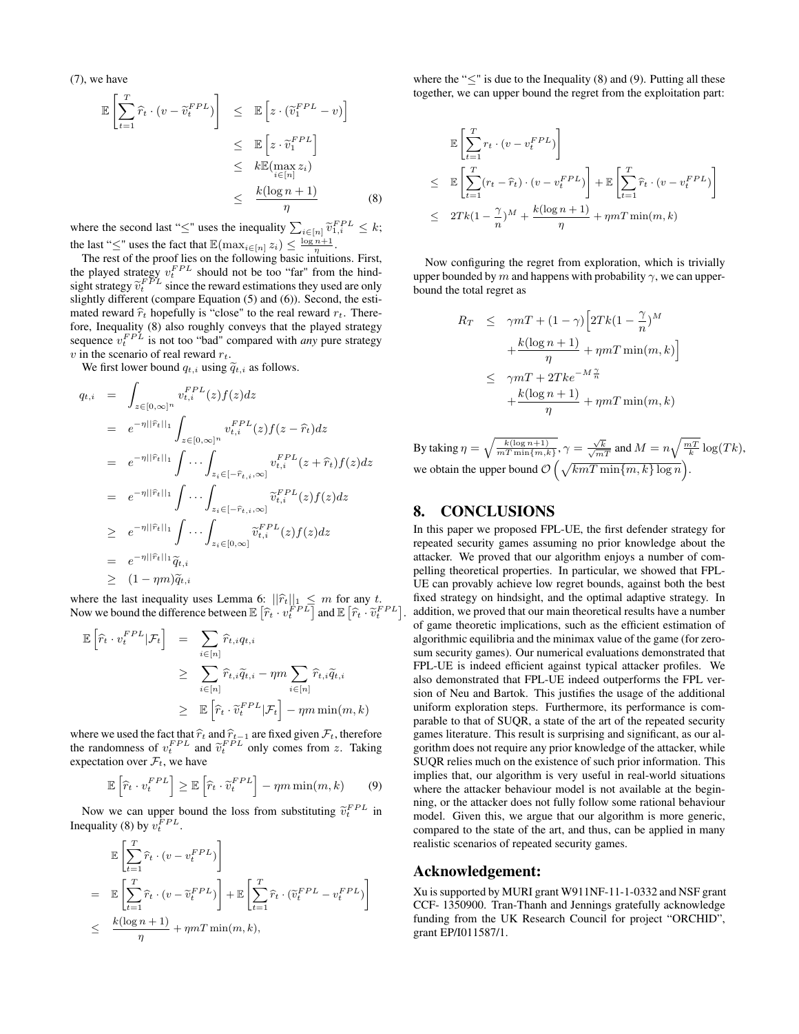(7), we have

$$
\begin{aligned}
\mathbb{E}\left[\sum_{t=1}^{T}\widehat{r}_t \cdot (v - \widetilde{v}_t^{FPL})\right] &\leq \mathbb{E}\left[z \cdot (\widetilde{v}_1^{FPL} - v)\right] \\
&\leq \mathbb{E}\left[z \cdot \widetilde{v}_1^{FPL}\right] \\
&\leq k\mathbb{E}(\max_{i\in[n]} z_i) \\
&\leq \frac{k(\log n + 1)}{\eta} \qquad (8)
\end{aligned}
$$

where the second last "$\leq$" uses the inequality $\sum_{i\in[n]}\widetilde{v}_{1,i}^{FPL} \leq k$; the last "$\leq$" uses the fact that $\mathbb{E}(\max_{i\in[n]} z_i) \leq \frac{\log n+1}{\eta}$.

The rest of the proof lies on the following basic intuitions. First, the played strategy $v_t^{FPL}$ should not be too "far" from the hindsight strategy $\widetilde{v}_t^{FPL}$ since the reward estimations they used are only slightly different (compare Equation (5) and (6)). Second, the estimated reward $\widehat{r}_t$ hopefully is "close" to the real reward $r_t$. Therefore, Inequality (8) also roughly conveys that the played strategy sequence $v_t^{FPL}$ is not too "bad" compared with *any* pure strategy $v$ in the scenario of real reward $r_t$.

We first lower bound $q_{t,i}$ using $\widetilde{q}_{t,i}$ as follows.

$$
\begin{aligned}
q_{t,i} &= \int_{z\in[0,\infty]^n} v_{t,i}^{FPL}(z)f(z)dz \\
&= e^{-\eta||\widehat{r}_t||_1}\int_{z\in[0,\infty]^n} v_{t,i}^{FPL}(z)f(z-\widehat{r}_t)dz \\
&= e^{-\eta||\widehat{r}_t||_1}\int\cdots\int_{z_i\in[-\widehat{r}_{t,i},\infty]} v_{t,i}^{FPL}(z+\widehat{r}_t)f(z)dz \\
&= e^{-\eta||\widehat{r}_t||_1}\int\cdots\int_{z_i\in[-\widehat{r}_{t,i},\infty]} \widetilde{v}_{t,i}^{FPL}(z)f(z)dz \\
&\geq e^{-\eta||\widehat{r}_t||_1}\int\cdots\int_{z_i\in[0,\infty]} \widetilde{v}_{t,i}^{FPL}(z)f(z)dz \\
&= e^{-\eta||\widehat{r}_t||_1}\widetilde{q}_{t,i} \\
&\geq (1-\eta m)\widetilde{q}_{t,i}
\end{aligned}
$$

where the last inequality uses Lemma 6: $||\widehat{r}_t||_1 \leq m$ for any $t$. Now we bound the difference between $\mathbb{E}\left[\widehat{r}_t \cdot v_t^{FPL}\right]$ and $\mathbb{E}\left[\widehat{r}_t \cdot \widetilde{v}_t^{FPL}\right]$.

$$
\begin{aligned}
\mathbb{E}\left[\widehat{r}_t \cdot v_t^{FPL}|\mathcal{F}_t\right] &= \sum_{i\in[n]}\widehat{r}_{t,i}q_{t,i} \\
&\geq \sum_{i\in[n]}\widehat{r}_{t,i}\widetilde{q}_{t,i} - \eta m\sum_{i\in[n]}\widehat{r}_{t,i}\widetilde{q}_{t,i} \\
&\geq \mathbb{E}\left[\widehat{r}_t \cdot \widetilde{v}_t^{FPL}|\mathcal{F}_t\right] - \eta m\min(m,k)
\end{aligned}
$$

where we used the fact that $\widehat{r}_t$ and $\widehat{r}_{t-1}$ are fixed given $\mathcal{F}_t$, therefore the randomness of $v_t^{FPL}$ and $\widetilde{v}_t^{FPL}$ only comes from $z$. Taking expectation over $\mathcal{F}_t$, we have

$$
\mathbb{E}\left[\widehat{r}_t \cdot v_t^{FPL}\right] \geq \mathbb{E}\left[\widehat{r}_t \cdot \widetilde{v}_t^{FPL}\right] - \eta m\min(m,k) \qquad (9)
$$

Now we can upper bound the loss from substituting $\widetilde{v}_t^{FPL}$ in Inequality (8) by $v_t^{FPL}$.

$$
\begin{aligned}
&\mathbb{E}\left[\sum_{t=1}^{T}\widehat{r}_t \cdot (v - v_t^{FPL})\right] \\
= \; &\mathbb{E}\left[\sum_{t=1}^{T}\widehat{r}_t \cdot (v - \widetilde{v}_t^{FPL})\right] + \mathbb{E}\left[\sum_{t=1}^{T}\widehat{r}_t \cdot (\widetilde{v}_t^{FPL} - v_t^{FPL})\right] \\
\leq \; &\frac{k(\log n+1)}{\eta} + \eta mT\min(m,k),
\end{aligned}
$$

where the "$\leq$" is due to the Inequality (8) and (9). Putting all these together, we can upper bound the regret from the exploitation part:

$$
\begin{aligned}
&\mathbb{E}\left[\sum_{t=1}^{T}r_t \cdot (v - v_t^{FPL})\right] \\
\leq \; &\mathbb{E}\left[\sum_{t=1}^{T}(r_t - \widehat{r}_t) \cdot (v - v_t^{FPL})\right] + \mathbb{E}\left[\sum_{t=1}^{T}\widehat{r}_t \cdot (v - v_t^{FPL})\right] \\
\leq \; &2Tk(1-\frac{\gamma}{n})^M + \frac{k(\log n+1)}{\eta} + \eta mT\min(m,k)
\end{aligned}
$$

Now configuring the regret from exploration, which is trivially upper bounded by $m$ and happens with probability $\gamma$, we can upper-bound the total regret as

$$
\begin{aligned}
R_T &\leq \gamma mT + (1-\gamma)\Big[2Tk(1-\frac{\gamma}{n})^M \\
&\quad + \frac{k(\log n+1)}{\eta} + \eta mT\min(m,k)\Big] \\
&\leq \gamma mT + 2Tke^{-M\frac{\gamma}{n}} \\
&\quad + \frac{k(\log n+1)}{\eta} + \eta mT\min(m,k)
\end{aligned}
$$

By taking $\eta = \sqrt{\frac{k(\log n+1)}{mT\min\{m,k\}}}$, $\gamma = \frac{\sqrt{k}}{\sqrt{mT}}$ and $M = n\sqrt{\frac{mT}{k}}\log(Tk)$, we obtain the upper bound $\mathcal{O}\left(\sqrt{kmT\min\{m,k\}\log n}\right)$.

## 8. CONCLUSIONS

In this paper we proposed FPL-UE, the first defender strategy for repeated security games assuming no prior knowledge about the attacker. We proved that our algorithm enjoys a number of compelling theoretical properties. In particular, we showed that FPL-UE can provably achieve low regret bounds, against both the best fixed strategy on hindsight, and the optimal adaptive strategy. In addition, we proved that our main theoretical results have a number of game theoretic implications, such as the efficient estimation of algorithmic equilibria and the minimax value of the game (for zero-sum security games). Our numerical evaluations demonstrated that FPL-UE is indeed efficient against typical attacker profiles. We also demonstrated that FPL-UE indeed outperforms the FPL version of Neu and Bartok. This justifies the usage of the additional uniform exploration steps. Furthermore, its performance is comparable to that of SUQR, a state of the art of the repeated security games literature. This result is surprising and significant, as our algorithm does not require any prior knowledge of the attacker, while SUQR relies much on the existence of such prior information. This implies that, our algorithm is very useful in real-world situations where the attacker behaviour model is not available at the beginning, or the attacker does not fully follow some rational behaviour model. Given this, we argue that our algorithm is more generic, compared to the state of the art, and thus, can be applied in many realistic scenarios of repeated security games.

## Acknowledgement:

Xu is supported by MURI grant W911NF-11-1-0332 and NSF grant CCF- 1350900. Tran-Thanh and Jennings gratefully acknowledge funding from the UK Research Council for project "ORCHID", grant EP/I011587/1.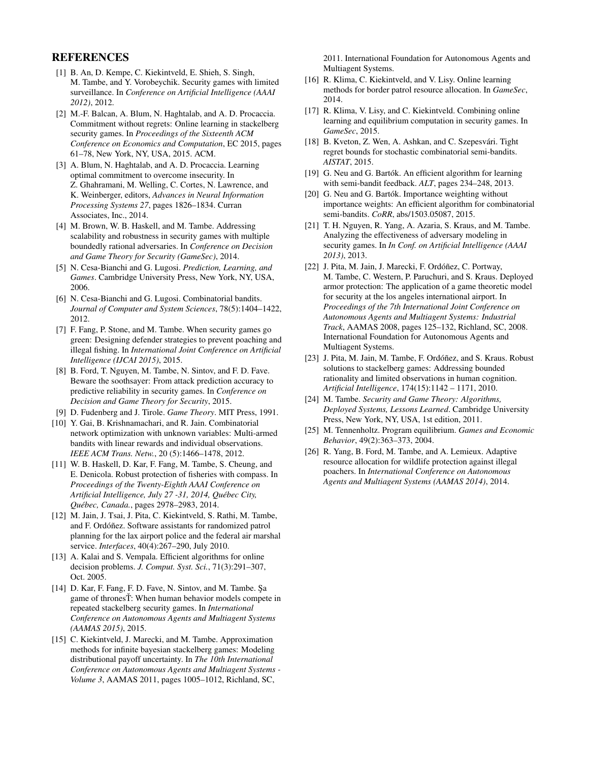## REFERENCES

[1] B. An, D. Kempe, C. Kiekintveld, E. Shieh, S. Singh, M. Tambe, and Y. Vorobeychik. Security games with limited surveillance. In *Conference on Artificial Intelligence (AAAI 2012)*, 2012.

[2] M.-F. Balcan, A. Blum, N. Haghtalab, and A. D. Procaccia. Commitment without regrets: Online learning in stackelberg security games. In *Proceedings of the Sixteenth ACM Conference on Economics and Computation*, EC 2015, pages 61–78, New York, NY, USA, 2015. ACM.

[3] A. Blum, N. Haghtalab, and A. D. Procaccia. Learning optimal commitment to overcome insecurity. In Z. Ghahramani, M. Welling, C. Cortes, N. Lawrence, and K. Weinberger, editors, *Advances in Neural Information Processing Systems 27*, pages 1826–1834. Curran Associates, Inc., 2014.

[4] M. Brown, W. B. Haskell, and M. Tambe. Addressing scalability and robustness in security games with multiple boundedly rational adversaries. In *Conference on Decision and Game Theory for Security (GameSec)*, 2014.

[5] N. Cesa-Bianchi and G. Lugosi. *Prediction, Learning, and Games*. Cambridge University Press, New York, NY, USA, 2006.

[6] N. Cesa-Bianchi and G. Lugosi. Combinatorial bandits. *Journal of Computer and System Sciences*, 78(5):1404–1422, 2012.

[7] F. Fang, P. Stone, and M. Tambe. When security games go green: Designing defender strategies to prevent poaching and illegal fishing. In *International Joint Conference on Artificial Intelligence (IJCAI 2015)*, 2015.

[8] B. Ford, T. Nguyen, M. Tambe, N. Sintov, and F. D. Fave. Beware the soothsayer: From attack prediction accuracy to predictive reliability in security games. In *Conference on Decision and Game Theory for Security*, 2015.

[9] D. Fudenberg and J. Tirole. *Game Theory*. MIT Press, 1991.

[10] Y. Gai, B. Krishnamachari, and R. Jain. Combinatorial network optimization with unknown variables: Multi-armed bandits with linear rewards and individual observations. *IEEE ACM Trans. Netw.*, 20 (5):1466–1478, 2012.

[11] W. B. Haskell, D. Kar, F. Fang, M. Tambe, S. Cheung, and E. Denicola. Robust protection of fisheries with compass. In *Proceedings of the Twenty-Eighth AAAI Conference on Artificial Intelligence, July 27 -31, 2014, Québec City, Québec, Canada.*, pages 2978–2983, 2014.

[12] M. Jain, J. Tsai, J. Pita, C. Kiekintveld, S. Rathi, M. Tambe, and F. Ordóñez. Software assistants for randomized patrol planning for the lax airport police and the federal air marshal service. *Interfaces*, 40(4):267–290, July 2010.

[13] A. Kalai and S. Vempala. Efficient algorithms for online decision problems. *J. Comput. Syst. Sci.*, 71(3):291–307, Oct. 2005.

[14] D. Kar, F. Fang, F. D. Fave, N. Sintov, and M. Tambe. Şa game of thronesŤ: When human behavior models compete in repeated stackelberg security games. In *International Conference on Autonomous Agents and Multiagent Systems (AAMAS 2015)*, 2015.

[15] C. Kiekintveld, J. Marecki, and M. Tambe. Approximation methods for infinite bayesian stackelberg games: Modeling distributional payoff uncertainty. In *The 10th International Conference on Autonomous Agents and Multiagent Systems - Volume 3*, AAMAS 2011, pages 1005–1012, Richland, SC, 2011. International Foundation for Autonomous Agents and Multiagent Systems.

[16] R. Klima, C. Kiekintveld, and V. Lisy. Online learning methods for border patrol resource allocation. In *GameSec*, 2014.

[17] R. Klima, V. Lisy, and C. Kiekintveld. Combining online learning and equilibrium computation in security games. In *GameSec*, 2015.

[18] B. Kveton, Z. Wen, A. Ashkan, and C. Szepesvári. Tight regret bounds for stochastic combinatorial semi-bandits. *AISTAT*, 2015.

[19] G. Neu and G. Bartók. An efficient algorithm for learning with semi-bandit feedback. *ALT*, pages 234–248, 2013.

[20] G. Neu and G. Bartók. Importance weighting without importance weights: An efficient algorithm for combinatorial semi-bandits. *CoRR*, abs/1503.05087, 2015.

[21] T. H. Nguyen, R. Yang, A. Azaria, S. Kraus, and M. Tambe. Analyzing the effectiveness of adversary modeling in security games. In *In Conf. on Artificial Intelligence (AAAI 2013)*, 2013.

[22] J. Pita, M. Jain, J. Marecki, F. Ordóñez, C. Portway, M. Tambe, C. Western, P. Paruchuri, and S. Kraus. Deployed armor protection: The application of a game theoretic model for security at the los angeles international airport. In *Proceedings of the 7th International Joint Conference on Autonomous Agents and Multiagent Systems: Industrial Track*, AAMAS 2008, pages 125–132, Richland, SC, 2008. International Foundation for Autonomous Agents and Multiagent Systems.

[23] J. Pita, M. Jain, M. Tambe, F. Ordóñez, and S. Kraus. Robust solutions to stackelberg games: Addressing bounded rationality and limited observations in human cognition. *Artificial Intelligence*, 174(15):1142 – 1171, 2010.

[24] M. Tambe. *Security and Game Theory: Algorithms, Deployed Systems, Lessons Learned*. Cambridge University Press, New York, NY, USA, 1st edition, 2011.

[25] M. Tennenholtz. Program equilibrium. *Games and Economic Behavior*, 49(2):363–373, 2004.

[26] R. Yang, B. Ford, M. Tambe, and A. Lemieux. Adaptive resource allocation for wildlife protection against illegal poachers. In *International Conference on Autonomous Agents and Multiagent Systems (AAMAS 2014)*, 2014.